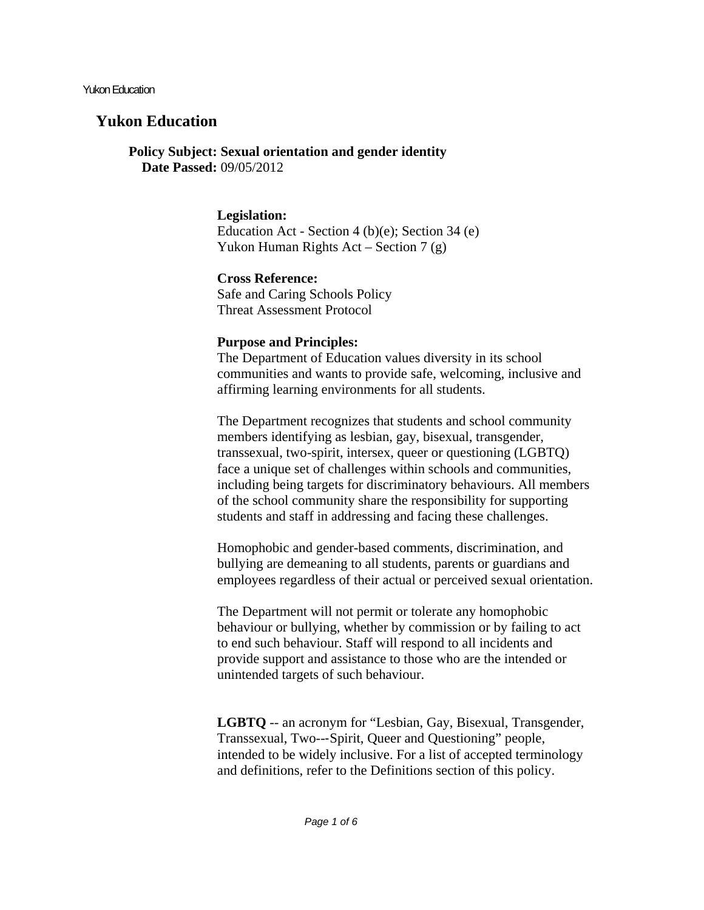# Yukon Education

**Policy Subject: Sexual orientation and gender identity**
**Date Passed:** 09/05/2012

**Legislation:**
Education Act - Section 4 (b)(e); Section 34 (e)
Yukon Human Rights Act – Section 7 (g)

**Cross Reference:**
Safe and Caring Schools Policy
Threat Assessment Protocol

**Purpose and Principles:**
The Department of Education values diversity in its school communities and wants to provide safe, welcoming, inclusive and affirming learning environments for all students.

The Department recognizes that students and school community members identifying as lesbian, gay, bisexual, transgender, transsexual, two-spirit, intersex, queer or questioning (LGBTQ) face a unique set of challenges within schools and communities, including being targets for discriminatory behaviours. All members of the school community share the responsibility for supporting students and staff in addressing and facing these challenges.

Homophobic and gender-based comments, discrimination, and bullying are demeaning to all students, parents or guardians and employees regardless of their actual or perceived sexual orientation.

The Department will not permit or tolerate any homophobic behaviour or bullying, whether by commission or by failing to act to end such behaviour. Staff will respond to all incidents and provide support and assistance to those who are the intended or unintended targets of such behaviour.

**LGBTQ** -- an acronym for "Lesbian, Gay, Bisexual, Transgender, Transsexual, Two---Spirit, Queer and Questioning" people, intended to be widely inclusive. For a list of accepted terminology and definitions, refer to the Definitions section of this policy.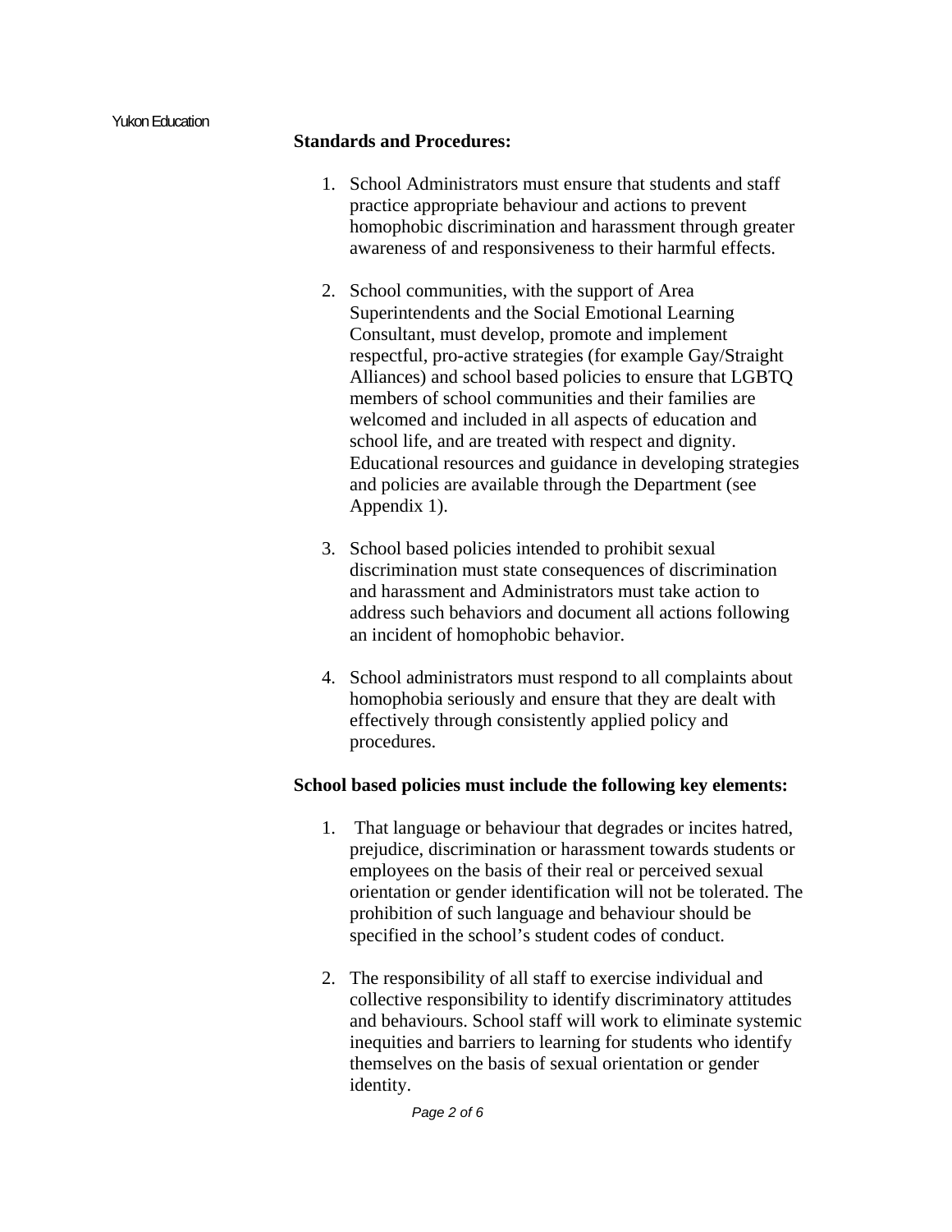**Standards and Procedures:**

1. School Administrators must ensure that students and staff practice appropriate behaviour and actions to prevent homophobic discrimination and harassment through greater awareness of and responsiveness to their harmful effects.

2. School communities, with the support of Area Superintendents and the Social Emotional Learning Consultant, must develop, promote and implement respectful, pro-active strategies (for example Gay/Straight Alliances) and school based policies to ensure that LGBTQ members of school communities and their families are welcomed and included in all aspects of education and school life, and are treated with respect and dignity. Educational resources and guidance in developing strategies and policies are available through the Department (see Appendix 1).

3. School based policies intended to prohibit sexual discrimination must state consequences of discrimination and harassment and Administrators must take action to address such behaviors and document all actions following an incident of homophobic behavior.

4. School administrators must respond to all complaints about homophobia seriously and ensure that they are dealt with effectively through consistently applied policy and procedures.

**School based policies must include the following key elements:**

1. That language or behaviour that degrades or incites hatred, prejudice, discrimination or harassment towards students or employees on the basis of their real or perceived sexual orientation or gender identification will not be tolerated. The prohibition of such language and behaviour should be specified in the school's student codes of conduct.

2. The responsibility of all staff to exercise individual and collective responsibility to identify discriminatory attitudes and behaviours. School staff will work to eliminate systemic inequities and barriers to learning for students who identify themselves on the basis of sexual orientation or gender identity.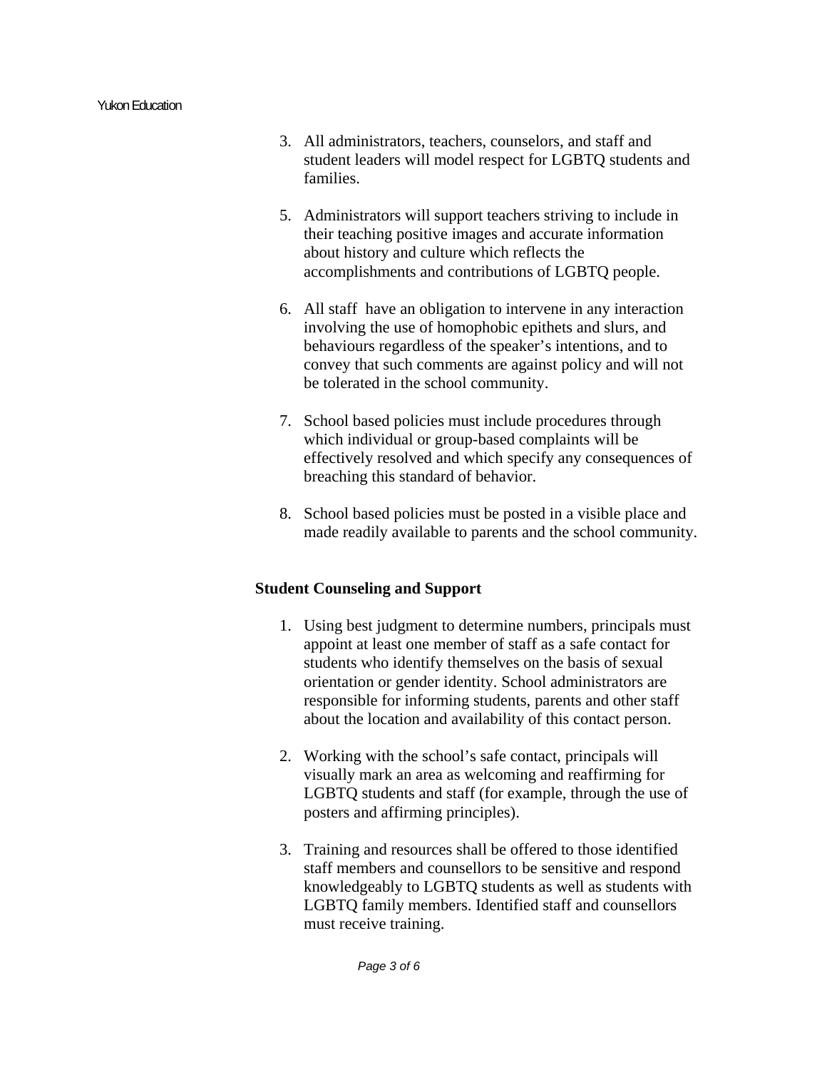3. All administrators, teachers, counselors, and staff and student leaders will model respect for LGBTQ students and families.

5. Administrators will support teachers striving to include in their teaching positive images and accurate information about history and culture which reflects the accomplishments and contributions of LGBTQ people.

6. All staff have an obligation to intervene in any interaction involving the use of homophobic epithets and slurs, and behaviours regardless of the speaker's intentions, and to convey that such comments are against policy and will not be tolerated in the school community.

7. School based policies must include procedures through which individual or group-based complaints will be effectively resolved and which specify any consequences of breaching this standard of behavior.

8. School based policies must be posted in a visible place and made readily available to parents and the school community.

**Student Counseling and Support**

1. Using best judgment to determine numbers, principals must appoint at least one member of staff as a safe contact for students who identify themselves on the basis of sexual orientation or gender identity. School administrators are responsible for informing students, parents and other staff about the location and availability of this contact person.

2. Working with the school's safe contact, principals will visually mark an area as welcoming and reaffirming for LGBTQ students and staff (for example, through the use of posters and affirming principles).

3. Training and resources shall be offered to those identified staff members and counsellors to be sensitive and respond knowledgeably to LGBTQ students as well as students with LGBTQ family members. Identified staff and counsellors must receive training.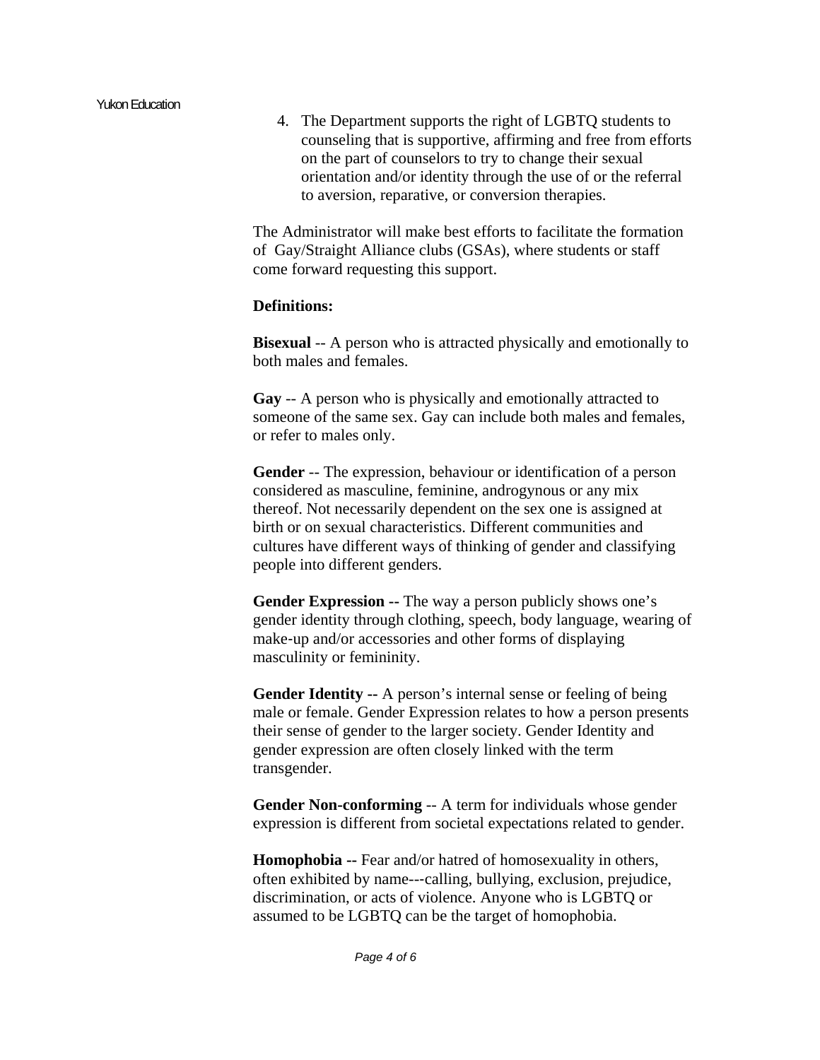4. The Department supports the right of LGBTQ students to counseling that is supportive, affirming and free from efforts on the part of counselors to try to change their sexual orientation and/or identity through the use of or the referral to aversion, reparative, or conversion therapies.

The Administrator will make best efforts to facilitate the formation of Gay/Straight Alliance clubs (GSAs), where students or staff come forward requesting this support.

**Definitions:**

**Bisexual** -- A person who is attracted physically and emotionally to both males and females.

**Gay** -- A person who is physically and emotionally attracted to someone of the same sex. Gay can include both males and females, or refer to males only.

**Gender** -- The expression, behaviour or identification of a person considered as masculine, feminine, androgynous or any mix thereof. Not necessarily dependent on the sex one is assigned at birth or on sexual characteristics. Different communities and cultures have different ways of thinking of gender and classifying people into different genders.

**Gender Expression --** The way a person publicly shows one's gender identity through clothing, speech, body language, wearing of make-up and/or accessories and other forms of displaying masculinity or femininity.

**Gender Identity --** A person's internal sense or feeling of being male or female. Gender Expression relates to how a person presents their sense of gender to the larger society. Gender Identity and gender expression are often closely linked with the term transgender.

**Gender Non-conforming** -- A term for individuals whose gender expression is different from societal expectations related to gender.

**Homophobia --** Fear and/or hatred of homosexuality in others, often exhibited by name---calling, bullying, exclusion, prejudice, discrimination, or acts of violence. Anyone who is LGBTQ or assumed to be LGBTQ can be the target of homophobia.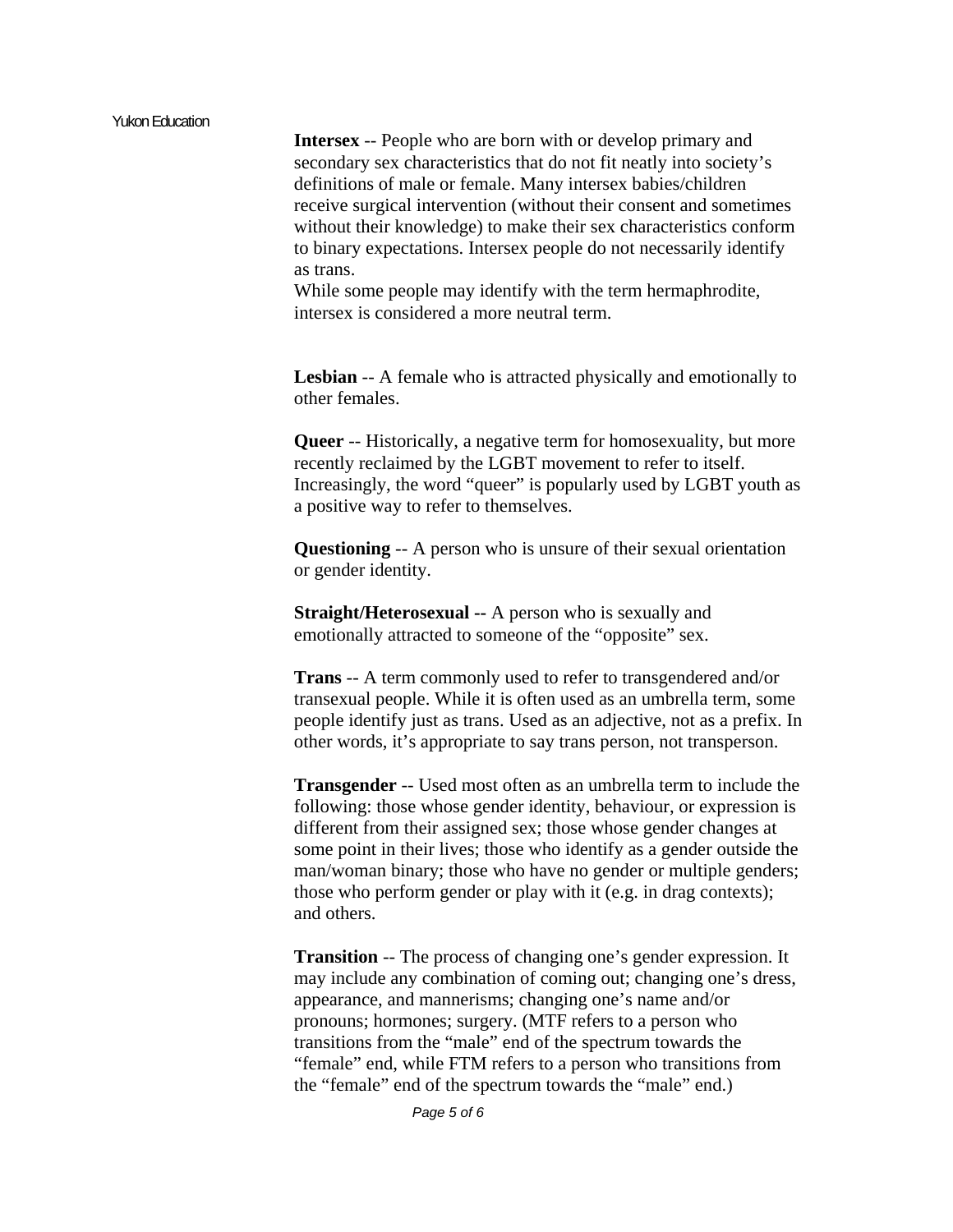**Intersex** -- People who are born with or develop primary and secondary sex characteristics that do not fit neatly into society's definitions of male or female. Many intersex babies/children receive surgical intervention (without their consent and sometimes without their knowledge) to make their sex characteristics conform to binary expectations. Intersex people do not necessarily identify as trans.
While some people may identify with the term hermaphrodite, intersex is considered a more neutral term.

**Lesbian** -- A female who is attracted physically and emotionally to other females.

**Queer** -- Historically, a negative term for homosexuality, but more recently reclaimed by the LGBT movement to refer to itself. Increasingly, the word "queer" is popularly used by LGBT youth as a positive way to refer to themselves.

**Questioning** -- A person who is unsure of their sexual orientation or gender identity.

**Straight/Heterosexual --** A person who is sexually and emotionally attracted to someone of the "opposite" sex.

**Trans** -- A term commonly used to refer to transgendered and/or transexual people. While it is often used as an umbrella term, some people identify just as trans. Used as an adjective, not as a prefix. In other words, it's appropriate to say trans person, not transperson.

**Transgender** -- Used most often as an umbrella term to include the following: those whose gender identity, behaviour, or expression is different from their assigned sex; those whose gender changes at some point in their lives; those who identify as a gender outside the man/woman binary; those who have no gender or multiple genders; those who perform gender or play with it (e.g. in drag contexts); and others.

**Transition** -- The process of changing one's gender expression. It may include any combination of coming out; changing one's dress, appearance, and mannerisms; changing one's name and/or pronouns; hormones; surgery. (MTF refers to a person who transitions from the "male" end of the spectrum towards the "female" end, while FTM refers to a person who transitions from the "female" end of the spectrum towards the "male" end.)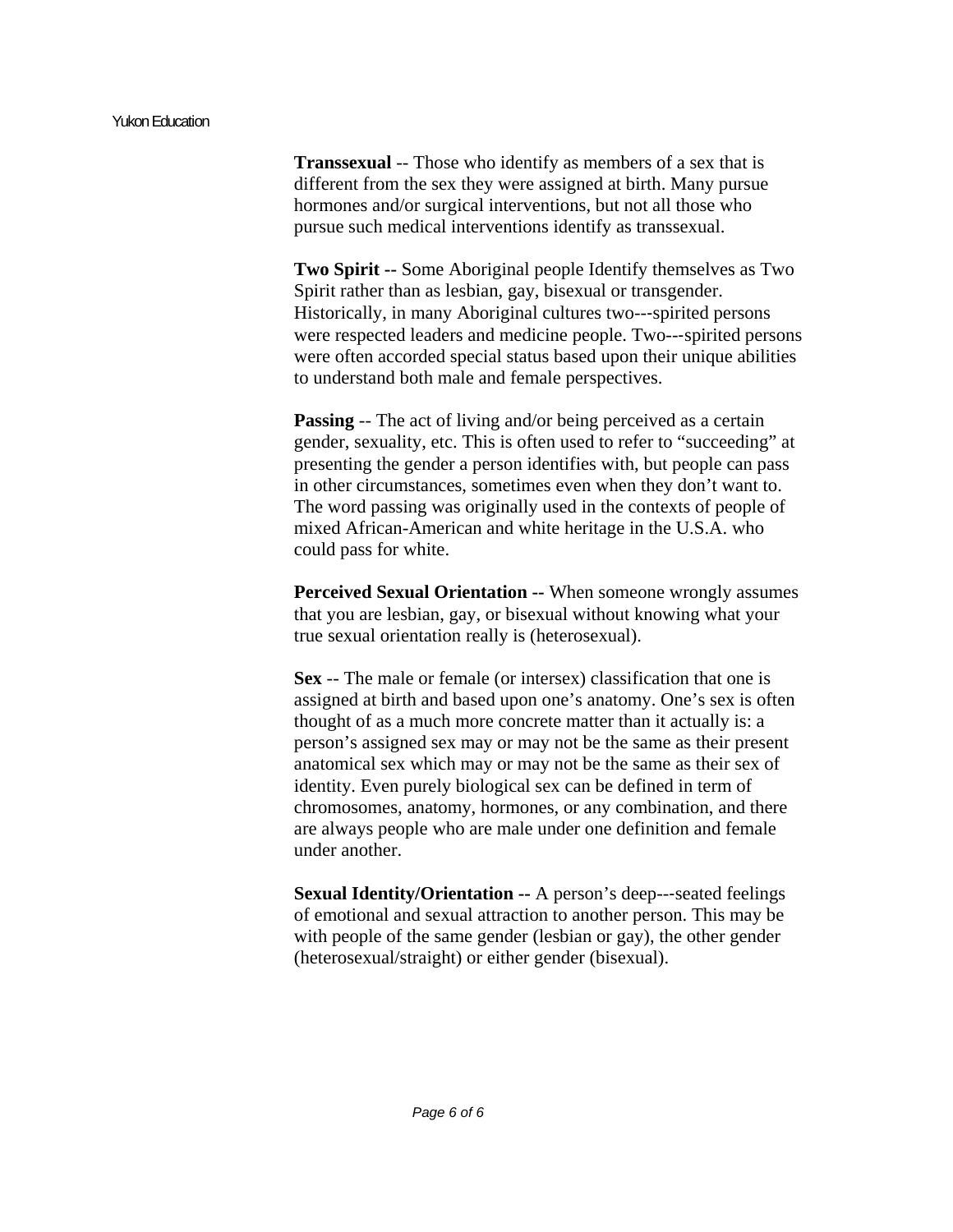**Transsexual** -- Those who identify as members of a sex that is different from the sex they were assigned at birth. Many pursue hormones and/or surgical interventions, but not all those who pursue such medical interventions identify as transsexual.

**Two Spirit --** Some Aboriginal people Identify themselves as Two Spirit rather than as lesbian, gay, bisexual or transgender. Historically, in many Aboriginal cultures two---spirited persons were respected leaders and medicine people. Two---spirited persons were often accorded special status based upon their unique abilities to understand both male and female perspectives.

**Passing** -- The act of living and/or being perceived as a certain gender, sexuality, etc. This is often used to refer to "succeeding" at presenting the gender a person identifies with, but people can pass in other circumstances, sometimes even when they don't want to. The word passing was originally used in the contexts of people of mixed African-American and white heritage in the U.S.A. who could pass for white.

**Perceived Sexual Orientation --** When someone wrongly assumes that you are lesbian, gay, or bisexual without knowing what your true sexual orientation really is (heterosexual).

**Sex** -- The male or female (or intersex) classification that one is assigned at birth and based upon one's anatomy. One's sex is often thought of as a much more concrete matter than it actually is: a person's assigned sex may or may not be the same as their present anatomical sex which may or may not be the same as their sex of identity. Even purely biological sex can be defined in term of chromosomes, anatomy, hormones, or any combination, and there are always people who are male under one definition and female under another.

**Sexual Identity/Orientation --** A person's deep---seated feelings of emotional and sexual attraction to another person. This may be with people of the same gender (lesbian or gay), the other gender (heterosexual/straight) or either gender (bisexual).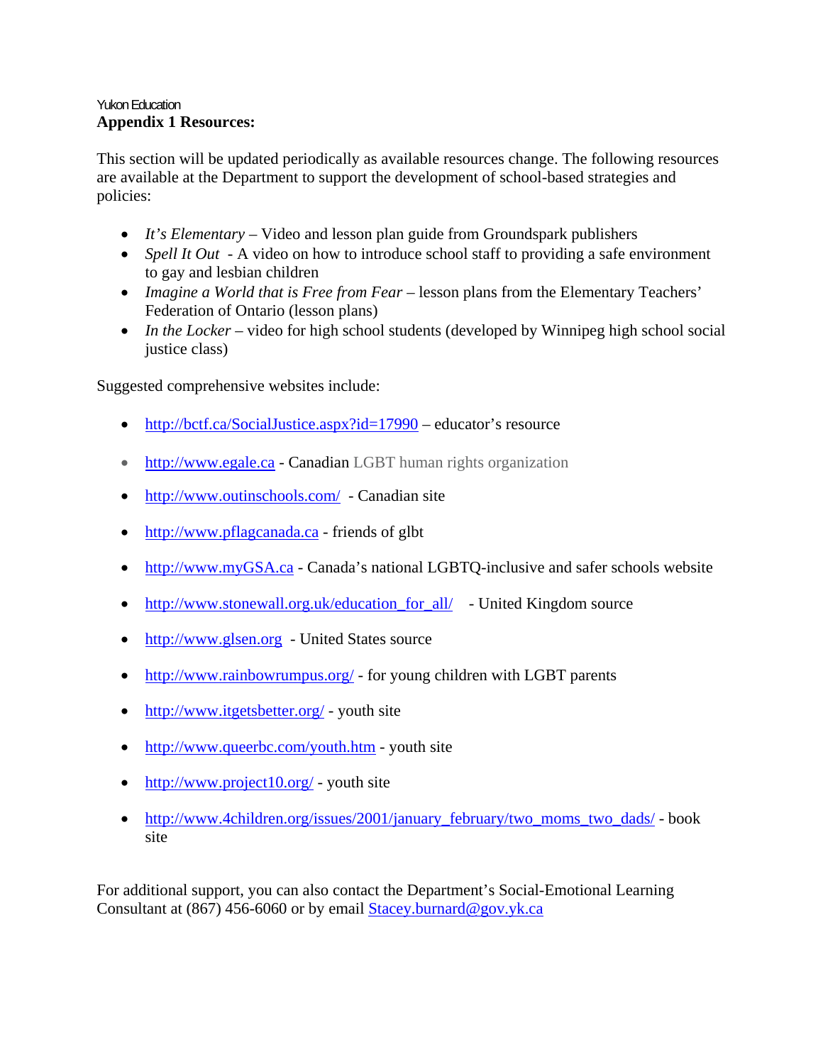Yukon Education

**Appendix 1 Resources:**

This section will be updated periodically as available resources change. The following resources are available at the Department to support the development of school-based strategies and policies:

- *It's Elementary* – Video and lesson plan guide from Groundspark publishers
- *Spell It Out* - A video on how to introduce school staff to providing a safe environment to gay and lesbian children
- *Imagine a World that is Free from Fear* – lesson plans from the Elementary Teachers' Federation of Ontario (lesson plans)
- *In the Locker* – video for high school students (developed by Winnipeg high school social justice class)

Suggested comprehensive websites include:

- http://bctf.ca/SocialJustice.aspx?id=17990 – educator's resource
- http://www.egale.ca - Canadian LGBT human rights organization
- http://www.outinschools.com/ - Canadian site
- http://www.pflagcanada.ca - friends of glbt
- http://www.myGSA.ca - Canada's national LGBTQ-inclusive and safer schools website
- http://www.stonewall.org.uk/education_for_all/ - United Kingdom source
- http://www.glsen.org - United States source
- http://www.rainbowrumpus.org/ - for young children with LGBT parents
- http://www.itgetsbetter.org/ - youth site
- http://www.queerbc.com/youth.htm - youth site
- http://www.project10.org/ - youth site
- http://www.4children.org/issues/2001/january_february/two_moms_two_dads/ - book site

For additional support, you can also contact the Department's Social-Emotional Learning Consultant at (867) 456-6060 or by email Stacey.burnard@gov.yk.ca